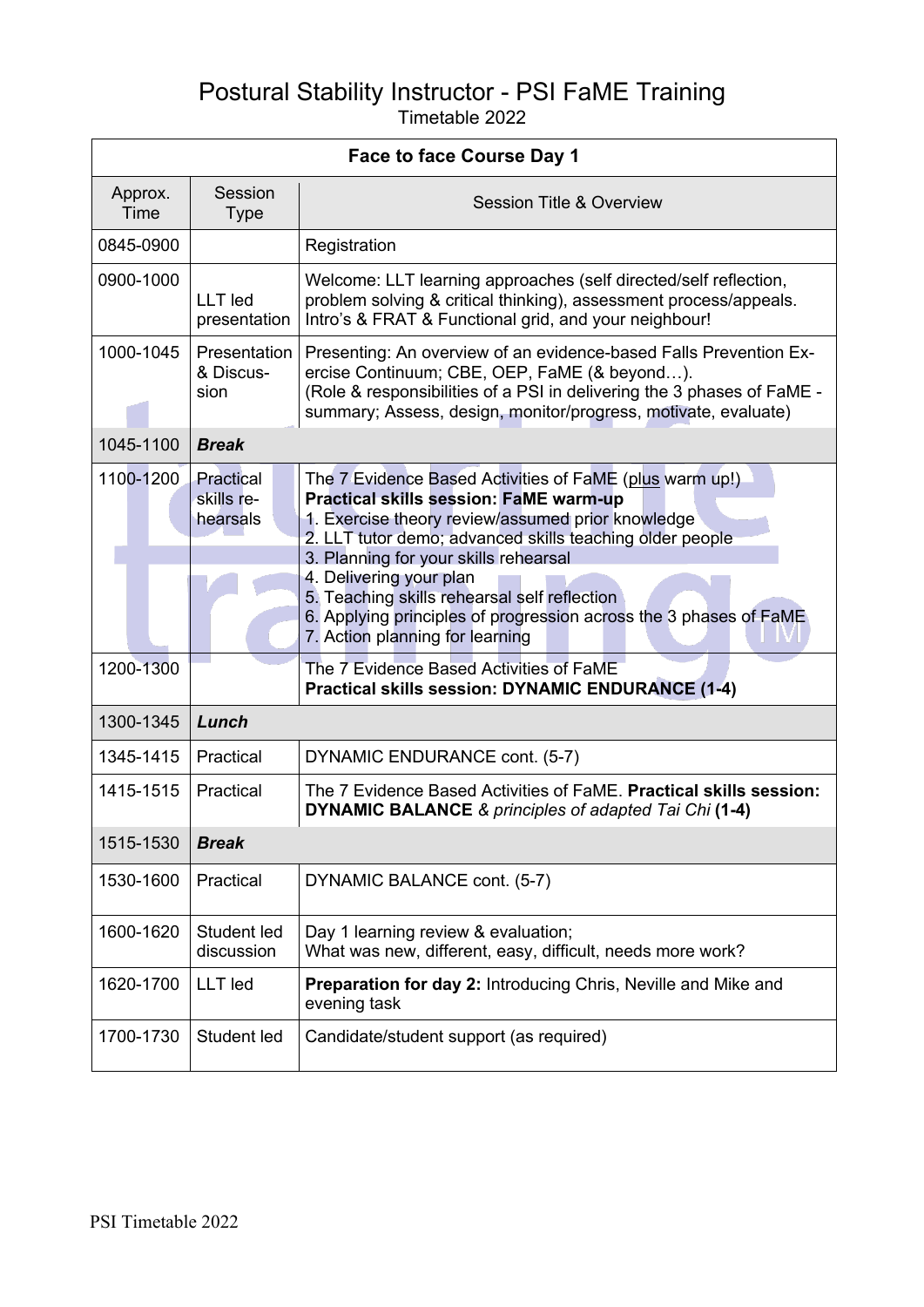# Postural Stability Instructor - PSI FaME Training

Timetable 2022

| Face to face Course Day 1 | | |
|---|---|---|
| Approx. Time | Session Type | Session Title & Overview |
| 0845-0900 | | Registration |
| 0900-1000 | LLT led presentation | Welcome: LLT learning approaches (self directed/self reflection, problem solving & critical thinking), assessment process/appeals. Intro's & FRAT & Functional grid, and your neighbour! |
| 1000-1045 | Presentation & Discussion | Presenting: An overview of an evidence-based Falls Prevention Exercise Continuum; CBE, OEP, FaME (& beyond…). (Role & responsibilities of a PSI in delivering the 3 phases of FaME - summary; Assess, design, monitor/progress, motivate, evaluate) |
| 1045-1100 | ***Break*** | |
| 1100-1200 | Practical skills rehearsals | The 7 Evidence Based Activities of FaME (plus warm up!) **Practical skills session: FaME warm-up** 1. Exercise theory review/assumed prior knowledge 2. LLT tutor demo; advanced skills teaching older people 3. Planning for your skills rehearsal 4. Delivering your plan 5. Teaching skills rehearsal self reflection 6. Applying principles of progression across the 3 phases of FaME 7. Action planning for learning |
| 1200-1300 | | The 7 Evidence Based Activities of FaME **Practical skills session: DYNAMIC ENDURANCE (1-4)** |
| 1300-1345 | ***Lunch*** | |
| 1345-1415 | Practical | DYNAMIC ENDURANCE cont. (5-7) |
| 1415-1515 | Practical | The 7 Evidence Based Activities of FaME. **Practical skills session: DYNAMIC BALANCE** & *principles of adapted Tai Chi* **(1-4)** |
| 1515-1530 | ***Break*** | |
| 1530-1600 | Practical | DYNAMIC BALANCE cont. (5-7) |
| 1600-1620 | Student led discussion | Day 1 learning review & evaluation; What was new, different, easy, difficult, needs more work? |
| 1620-1700 | LLT led | **Preparation for day 2:** Introducing Chris, Neville and Mike and evening task |
| 1700-1730 | Student led | Candidate/student support (as required) |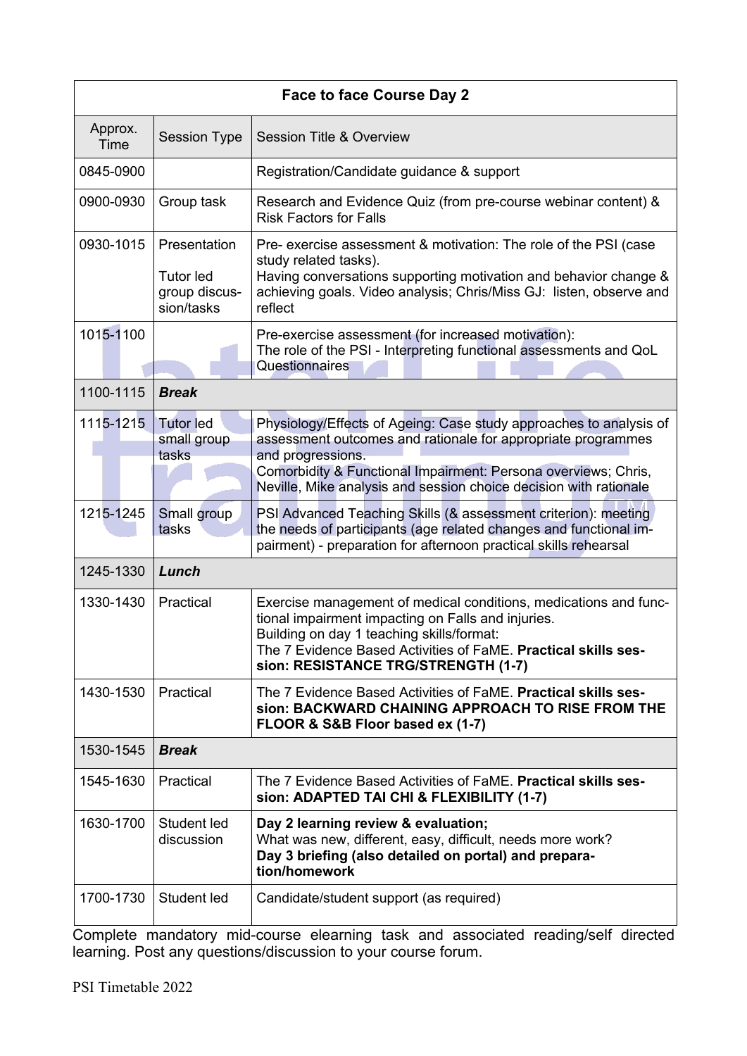| Face to face Course Day 2 | | |
|---|---|---|
| Approx. Time | Session Type | Session Title & Overview |
| 0845-0900 | | Registration/Candidate guidance & support |
| 0900-0930 | Group task | Research and Evidence Quiz (from pre-course webinar content) & Risk Factors for Falls |
| 0930-1015 | Presentation<br><br>Tutor led group discussion/tasks | Pre- exercise assessment & motivation: The role of the PSI (case study related tasks).<br>Having conversations supporting motivation and behavior change & achieving goals. Video analysis; Chris/Miss GJ: listen, observe and reflect |
| 1015-1100 | | Pre-exercise assessment (for increased motivation):<br>The role of the PSI - Interpreting functional assessments and QoL Questionnaires |
| 1100-1115 | ***Break*** | |
| 1115-1215 | Tutor led small group tasks | Physiology/Effects of Ageing: Case study approaches to analysis of assessment outcomes and rationale for appropriate programmes and progressions.<br>Comorbidity & Functional Impairment: Persona overviews; Chris, Neville, Mike analysis and session choice decision with rationale |
| 1215-1245 | Small group tasks | PSI Advanced Teaching Skills (& assessment criterion): meeting the needs of participants (age related changes and functional impairment) - preparation for afternoon practical skills rehearsal |
| 1245-1330 | ***Lunch*** | |
| 1330-1430 | Practical | Exercise management of medical conditions, medications and functional impairment impacting on Falls and injuries.<br>Building on day 1 teaching skills/format:<br>The 7 Evidence Based Activities of FaME. **Practical skills session: RESISTANCE TRG/STRENGTH (1-7)** |
| 1430-1530 | Practical | The 7 Evidence Based Activities of FaME. **Practical skills session: BACKWARD CHAINING APPROACH TO RISE FROM THE FLOOR & S&B Floor based ex (1-7)** |
| 1530-1545 | ***Break*** | |
| 1545-1630 | Practical | The 7 Evidence Based Activities of FaME. **Practical skills session: ADAPTED TAI CHI & FLEXIBILITY (1-7)** |
| 1630-1700 | Student led discussion | **Day 2 learning review & evaluation;**<br>What was new, different, easy, difficult, needs more work?<br>**Day 3 briefing (also detailed on portal) and preparation/homework** |
| 1700-1730 | Student led | Candidate/student support (as required) |

Complete mandatory mid-course elearning task and associated reading/self directed learning. Post any questions/discussion to your course forum.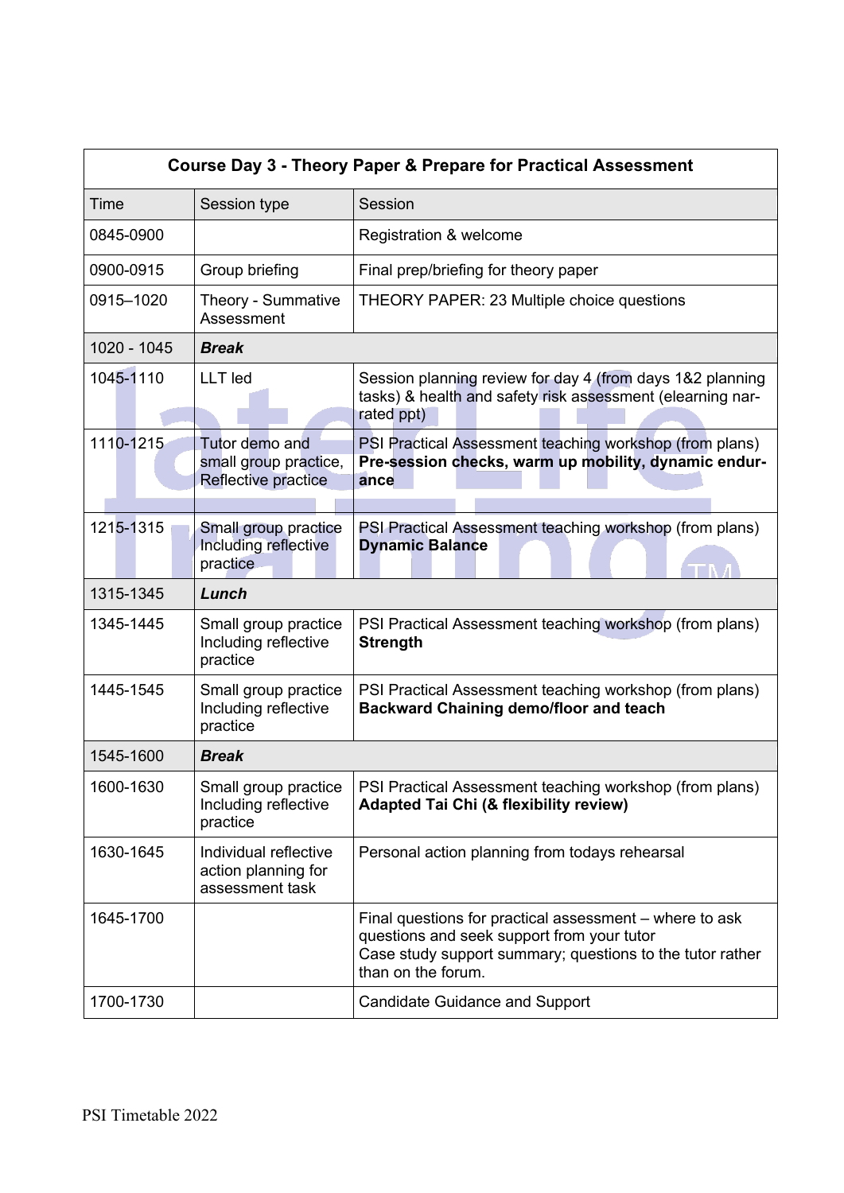| Course Day 3 - Theory Paper & Prepare for Practical Assessment | | |
|---|---|---|
| Time | Session type | Session |
| 0845-0900 | | Registration & welcome |
| 0900-0915 | Group briefing | Final prep/briefing for theory paper |
| 0915–1020 | Theory - Summative Assessment | THEORY PAPER: 23 Multiple choice questions |
| 1020 - 1045 | ***Break*** | |
| 1045-1110 | LLT led | Session planning review for day 4 (from days 1&2 planning tasks) & health and safety risk assessment (elearning narrated ppt) |
| 1110-1215 | Tutor demo and small group practice, Reflective practice | PSI Practical Assessment teaching workshop (from plans) **Pre-session checks, warm up mobility, dynamic endurance** |
| 1215-1315 | Small group practice Including reflective practice | PSI Practical Assessment teaching workshop (from plans) **Dynamic Balance** |
| 1315-1345 | ***Lunch*** | |
| 1345-1445 | Small group practice Including reflective practice | PSI Practical Assessment teaching workshop (from plans) **Strength** |
| 1445-1545 | Small group practice Including reflective practice | PSI Practical Assessment teaching workshop (from plans) **Backward Chaining demo/floor and teach** |
| 1545-1600 | ***Break*** | |
| 1600-1630 | Small group practice Including reflective practice | PSI Practical Assessment teaching workshop (from plans) **Adapted Tai Chi (& flexibility review)** |
| 1630-1645 | Individual reflective action planning for assessment task | Personal action planning from todays rehearsal |
| 1645-1700 | | Final questions for practical assessment – where to ask questions and seek support from your tutor<br>Case study support summary; questions to the tutor rather than on the forum. |
| 1700-1730 | | Candidate Guidance and Support |

PSI Timetable 2022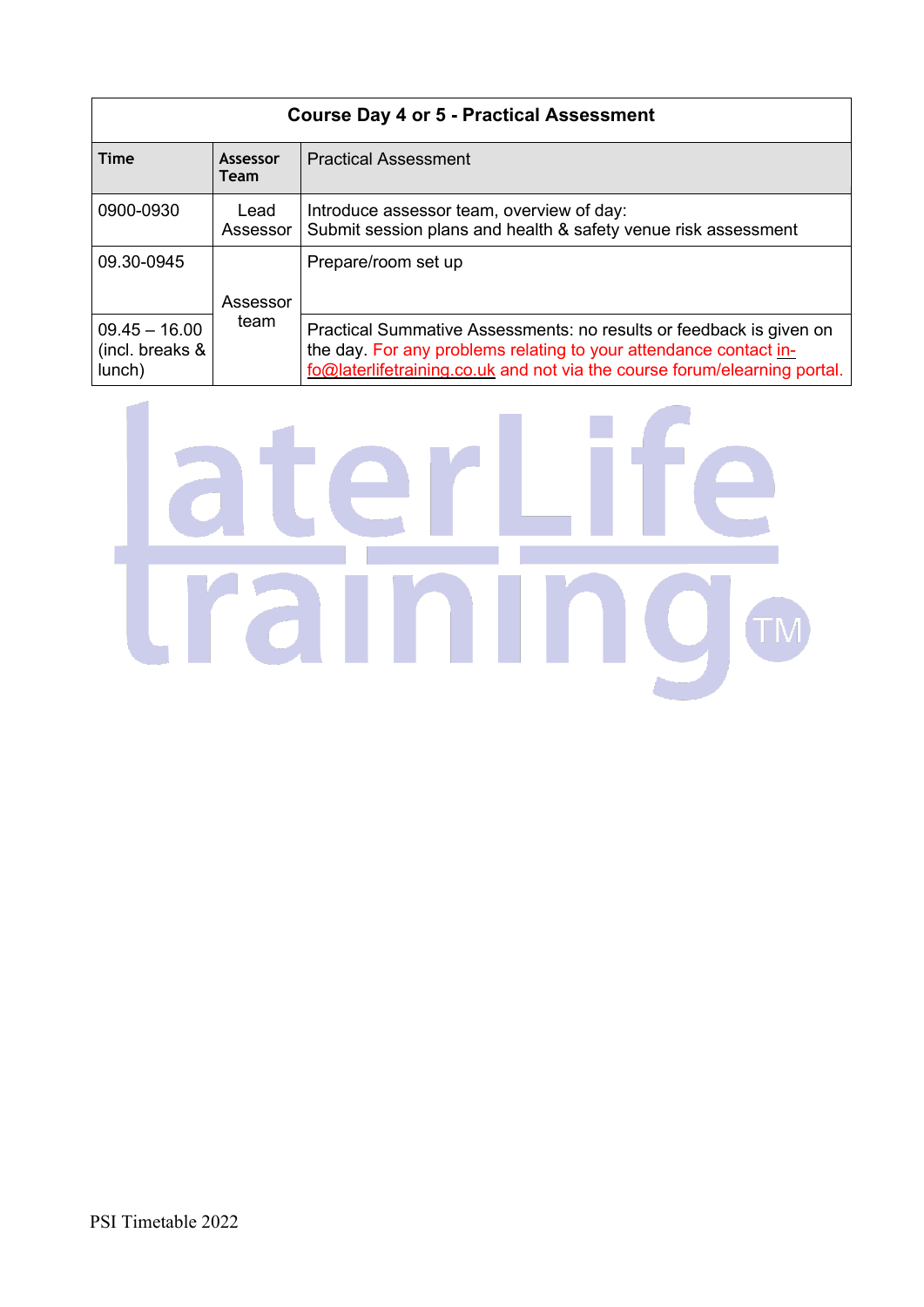| Course Day 4 or 5 - Practical Assessment | | |
|---|---|---|
| **Time** | **Assessor Team** | Practical Assessment |
| 0900-0930 | Lead Assessor | Introduce assessor team, overview of day: Submit session plans and health & safety venue risk assessment |
| 09.30-0945 | Assessor team | Prepare/room set up |
| 09.45 – 16.00 (incl. breaks & lunch) | | Practical Summative Assessments: no results or feedback is given on the day. For any problems relating to your attendance contact info@laterlifetraining.co.uk and not via the course forum/elearning portal. |

laterLife training TM

PSI Timetable 2022